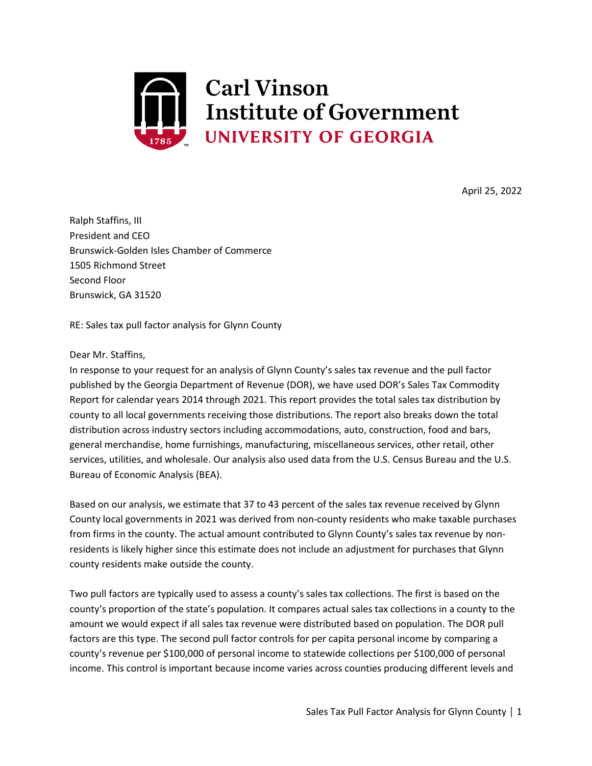Carl Vinson Institute of Government
UNIVERSITY OF GEORGIA

April 25, 2022

Ralph Staffins, III
President and CEO
Brunswick-Golden Isles Chamber of Commerce
1505 Richmond Street
Second Floor
Brunswick, GA 31520

RE: Sales tax pull factor analysis for Glynn County

Dear Mr. Staffins,

In response to your request for an analysis of Glynn County's sales tax revenue and the pull factor published by the Georgia Department of Revenue (DOR), we have used DOR's Sales Tax Commodity Report for calendar years 2014 through 2021. This report provides the total sales tax distribution by county to all local governments receiving those distributions. The report also breaks down the total distribution across industry sectors including accommodations, auto, construction, food and bars, general merchandise, home furnishings, manufacturing, miscellaneous services, other retail, other services, utilities, and wholesale. Our analysis also used data from the U.S. Census Bureau and the U.S. Bureau of Economic Analysis (BEA).

Based on our analysis, we estimate that 37 to 43 percent of the sales tax revenue received by Glynn County local governments in 2021 was derived from non-county residents who make taxable purchases from firms in the county. The actual amount contributed to Glynn County's sales tax revenue by non-residents is likely higher since this estimate does not include an adjustment for purchases that Glynn county residents make outside the county.

Two pull factors are typically used to assess a county's sales tax collections. The first is based on the county's proportion of the state's population. It compares actual sales tax collections in a county to the amount we would expect if all sales tax revenue were distributed based on population. The DOR pull factors are this type. The second pull factor controls for per capita personal income by comparing a county's revenue per $100,000 of personal income to statewide collections per $100,000 of personal income. This control is important because income varies across counties producing different levels and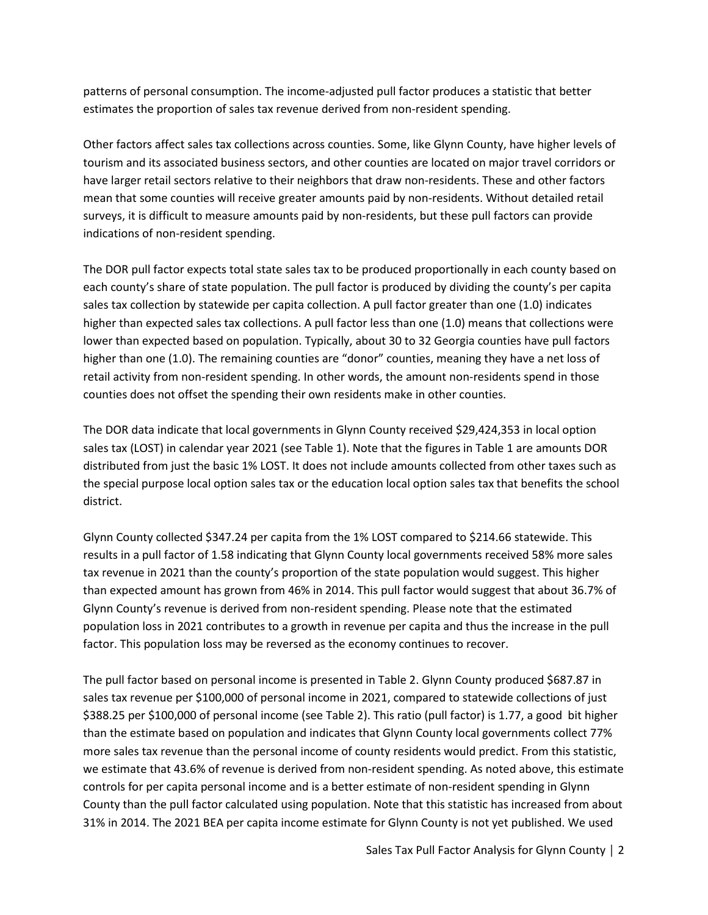patterns of personal consumption. The income-adjusted pull factor produces a statistic that better estimates the proportion of sales tax revenue derived from non-resident spending.

Other factors affect sales tax collections across counties. Some, like Glynn County, have higher levels of tourism and its associated business sectors, and other counties are located on major travel corridors or have larger retail sectors relative to their neighbors that draw non-residents. These and other factors mean that some counties will receive greater amounts paid by non-residents. Without detailed retail surveys, it is difficult to measure amounts paid by non-residents, but these pull factors can provide indications of non-resident spending.

The DOR pull factor expects total state sales tax to be produced proportionally in each county based on each county's share of state population. The pull factor is produced by dividing the county's per capita sales tax collection by statewide per capita collection. A pull factor greater than one (1.0) indicates higher than expected sales tax collections. A pull factor less than one (1.0) means that collections were lower than expected based on population. Typically, about 30 to 32 Georgia counties have pull factors higher than one (1.0). The remaining counties are "donor" counties, meaning they have a net loss of retail activity from non-resident spending. In other words, the amount non-residents spend in those counties does not offset the spending their own residents make in other counties.

The DOR data indicate that local governments in Glynn County received $29,424,353 in local option sales tax (LOST) in calendar year 2021 (see Table 1). Note that the figures in Table 1 are amounts DOR distributed from just the basic 1% LOST. It does not include amounts collected from other taxes such as the special purpose local option sales tax or the education local option sales tax that benefits the school district.

Glynn County collected $347.24 per capita from the 1% LOST compared to $214.66 statewide. This results in a pull factor of 1.58 indicating that Glynn County local governments received 58% more sales tax revenue in 2021 than the county's proportion of the state population would suggest. This higher than expected amount has grown from 46% in 2014. This pull factor would suggest that about 36.7% of Glynn County's revenue is derived from non-resident spending. Please note that the estimated population loss in 2021 contributes to a growth in revenue per capita and thus the increase in the pull factor. This population loss may be reversed as the economy continues to recover.

The pull factor based on personal income is presented in Table 2. Glynn County produced $687.87 in sales tax revenue per $100,000 of personal income in 2021, compared to statewide collections of just $388.25 per $100,000 of personal income (see Table 2). This ratio (pull factor) is 1.77, a good bit higher than the estimate based on population and indicates that Glynn County local governments collect 77% more sales tax revenue than the personal income of county residents would predict. From this statistic, we estimate that 43.6% of revenue is derived from non-resident spending. As noted above, this estimate controls for per capita personal income and is a better estimate of non-resident spending in Glynn County than the pull factor calculated using population. Note that this statistic has increased from about 31% in 2014. The 2021 BEA per capita income estimate for Glynn County is not yet published. We used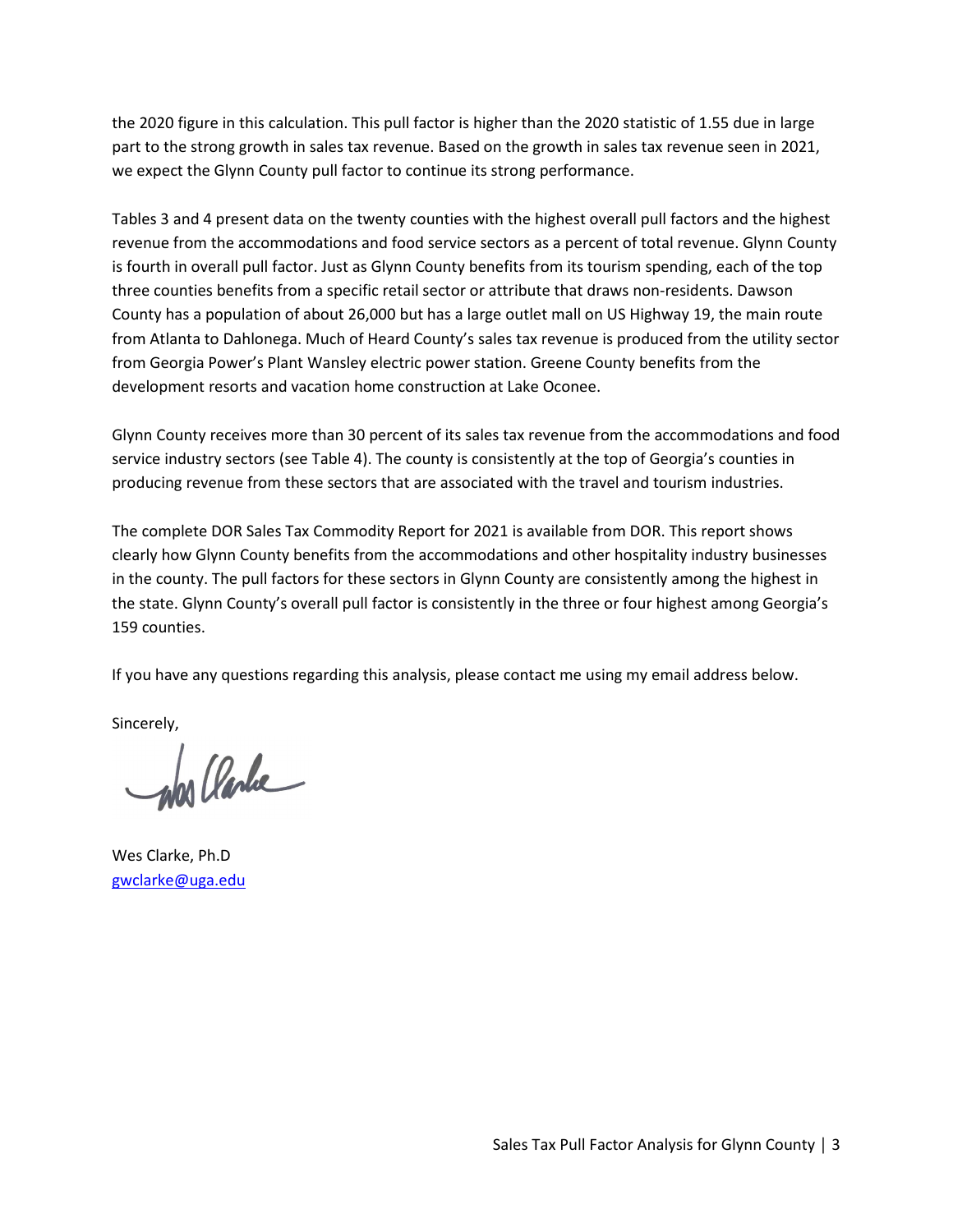the 2020 figure in this calculation. This pull factor is higher than the 2020 statistic of 1.55 due in large part to the strong growth in sales tax revenue. Based on the growth in sales tax revenue seen in 2021, we expect the Glynn County pull factor to continue its strong performance.

Tables 3 and 4 present data on the twenty counties with the highest overall pull factors and the highest revenue from the accommodations and food service sectors as a percent of total revenue. Glynn County is fourth in overall pull factor. Just as Glynn County benefits from its tourism spending, each of the top three counties benefits from a specific retail sector or attribute that draws non-residents. Dawson County has a population of about 26,000 but has a large outlet mall on US Highway 19, the main route from Atlanta to Dahlonega. Much of Heard County's sales tax revenue is produced from the utility sector from Georgia Power's Plant Wansley electric power station. Greene County benefits from the development resorts and vacation home construction at Lake Oconee.

Glynn County receives more than 30 percent of its sales tax revenue from the accommodations and food service industry sectors (see Table 4). The county is consistently at the top of Georgia's counties in producing revenue from these sectors that are associated with the travel and tourism industries.

The complete DOR Sales Tax Commodity Report for 2021 is available from DOR. This report shows clearly how Glynn County benefits from the accommodations and other hospitality industry businesses in the county. The pull factors for these sectors in Glynn County are consistently among the highest in the state. Glynn County's overall pull factor is consistently in the three or four highest among Georgia's 159 counties.

If you have any questions regarding this analysis, please contact me using my email address below.

Sincerely,

Wes Clarke, Ph.D
gwclarke@uga.edu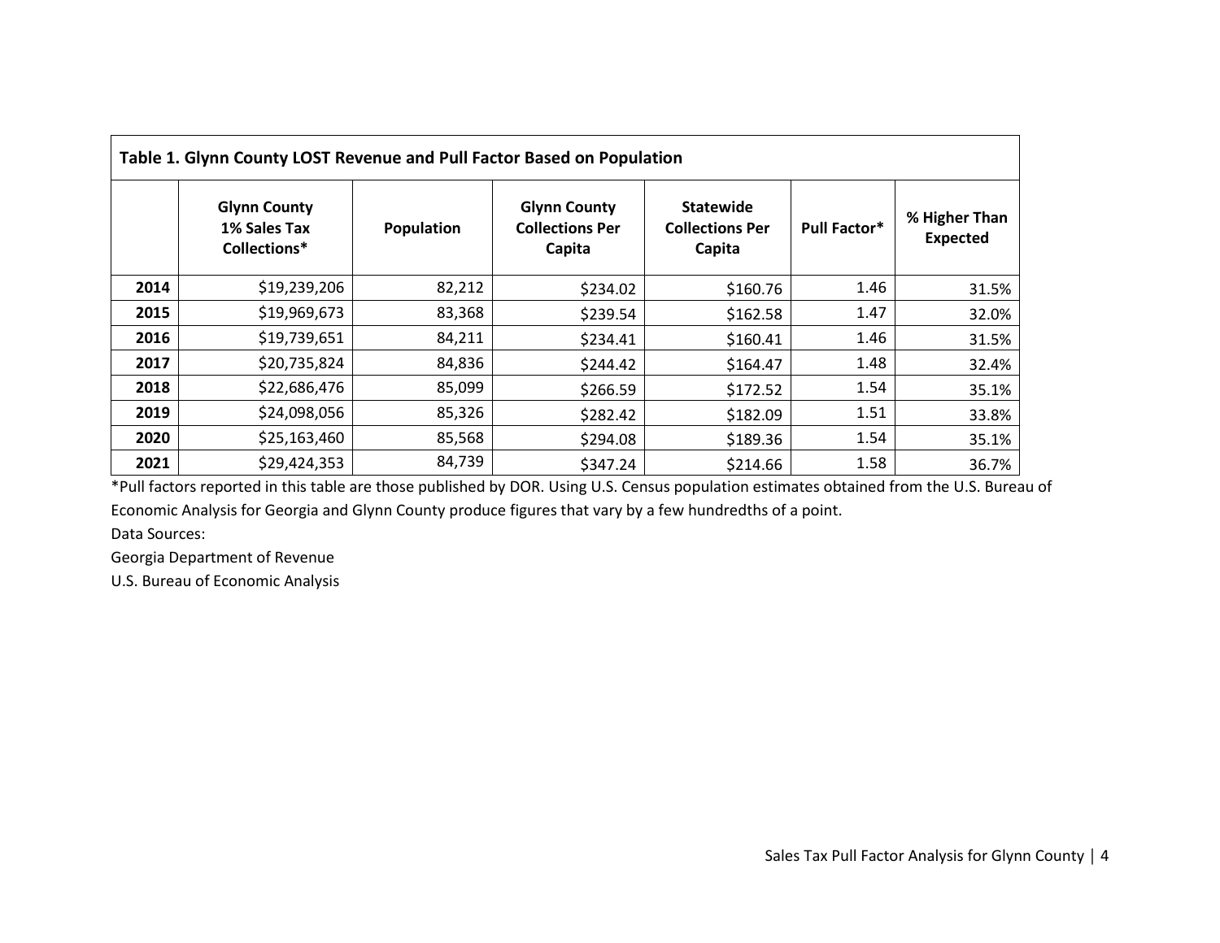**Table 1. Glynn County LOST Revenue and Pull Factor Based on Population**

| | Glynn County 1% Sales Tax Collections* | Population | Glynn County Collections Per Capita | Statewide Collections Per Capita | Pull Factor* | % Higher Than Expected |
|---|---|---|---|---|---|---|
| **2014** | $19,239,206 | 82,212 | $234.02 | $160.76 | 1.46 | 31.5% |
| **2015** | $19,969,673 | 83,368 | $239.54 | $162.58 | 1.47 | 32.0% |
| **2016** | $19,739,651 | 84,211 | $234.41 | $160.41 | 1.46 | 31.5% |
| **2017** | $20,735,824 | 84,836 | $244.42 | $164.47 | 1.48 | 32.4% |
| **2018** | $22,686,476 | 85,099 | $266.59 | $172.52 | 1.54 | 35.1% |
| **2019** | $24,098,056 | 85,326 | $282.42 | $182.09 | 1.51 | 33.8% |
| **2020** | $25,163,460 | 85,568 | $294.08 | $189.36 | 1.54 | 35.1% |
| **2021** | $29,424,353 | 84,739 | $347.24 | $214.66 | 1.58 | 36.7% |

*Pull factors reported in this table are those published by DOR. Using U.S. Census population estimates obtained from the U.S. Bureau of Economic Analysis for Georgia and Glynn County produce figures that vary by a few hundredths of a point.

Data Sources:

Georgia Department of Revenue

U.S. Bureau of Economic Analysis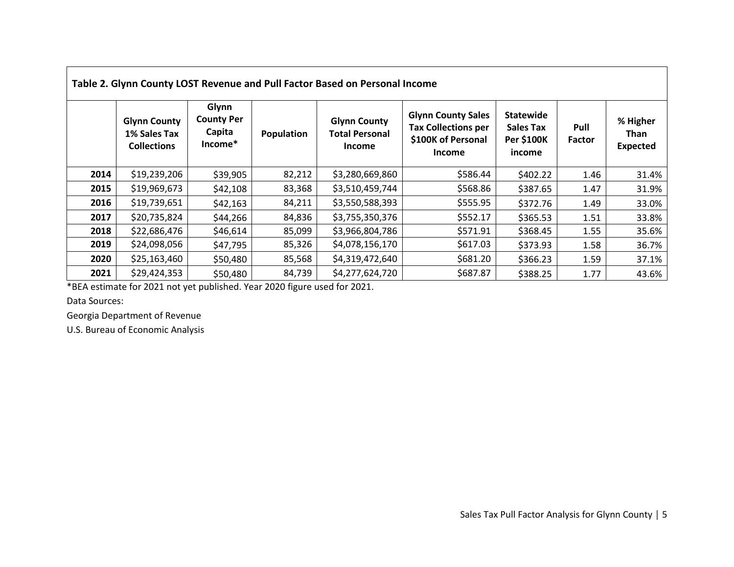**Table 2. Glynn County LOST Revenue and Pull Factor Based on Personal Income**

| | Glynn County 1% Sales Tax Collections | Glynn County Per Capita Income* | Population | Glynn County Total Personal Income | Glynn County Sales Tax Collections per $100K of Personal Income | Statewide Sales Tax Per $100K income | Pull Factor | % Higher Than Expected |
|---|---|---|---|---|---|---|---|---|
| **2014** | $19,239,206 | $39,905 | 82,212 | $3,280,669,860 | $586.44 | $402.22 | 1.46 | 31.4% |
| **2015** | $19,969,673 | $42,108 | 83,368 | $3,510,459,744 | $568.86 | $387.65 | 1.47 | 31.9% |
| **2016** | $19,739,651 | $42,163 | 84,211 | $3,550,588,393 | $555.95 | $372.76 | 1.49 | 33.0% |
| **2017** | $20,735,824 | $44,266 | 84,836 | $3,755,350,376 | $552.17 | $365.53 | 1.51 | 33.8% |
| **2018** | $22,686,476 | $46,614 | 85,099 | $3,966,804,786 | $571.91 | $368.45 | 1.55 | 35.6% |
| **2019** | $24,098,056 | $47,795 | 85,326 | $4,078,156,170 | $617.03 | $373.93 | 1.58 | 36.7% |
| **2020** | $25,163,460 | $50,480 | 85,568 | $4,319,472,640 | $681.20 | $366.23 | 1.59 | 37.1% |
| **2021** | $29,424,353 | $50,480 | 84,739 | $4,277,624,720 | $687.87 | $388.25 | 1.77 | 43.6% |

*BEA estimate for 2021 not yet published. Year 2020 figure used for 2021.

Data Sources:

Georgia Department of Revenue

U.S. Bureau of Economic Analysis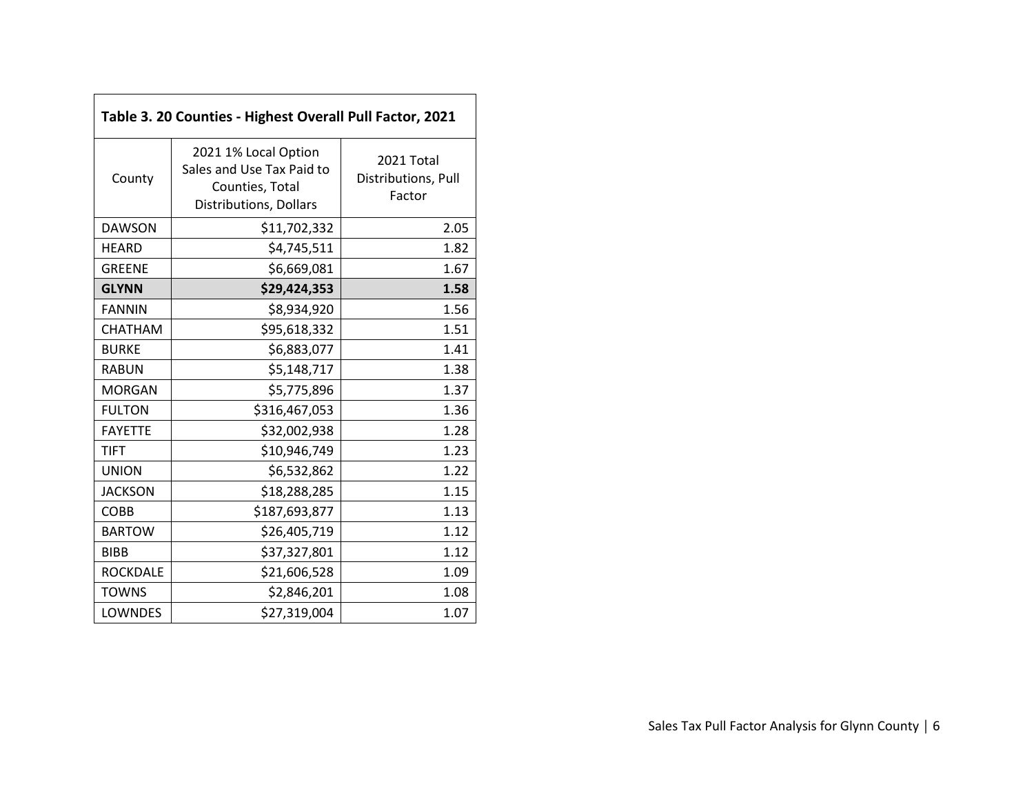**Table 3. 20 Counties - Highest Overall Pull Factor, 2021**

| County | 2021 1% Local Option Sales and Use Tax Paid to Counties, Total Distributions, Dollars | 2021 Total Distributions, Pull Factor |
|---|---:|---:|
| DAWSON | $11,702,332 | 2.05 |
| HEARD | $4,745,511 | 1.82 |
| GREENE | $6,669,081 | 1.67 |
| **GLYNN** | **$29,424,353** | **1.58** |
| FANNIN | $8,934,920 | 1.56 |
| CHATHAM | $95,618,332 | 1.51 |
| BURKE | $6,883,077 | 1.41 |
| RABUN | $5,148,717 | 1.38 |
| MORGAN | $5,775,896 | 1.37 |
| FULTON | $316,467,053 | 1.36 |
| FAYETTE | $32,002,938 | 1.28 |
| TIFT | $10,946,749 | 1.23 |
| UNION | $6,532,862 | 1.22 |
| JACKSON | $18,288,285 | 1.15 |
| COBB | $187,693,877 | 1.13 |
| BARTOW | $26,405,719 | 1.12 |
| BIBB | $37,327,801 | 1.12 |
| ROCKDALE | $21,606,528 | 1.09 |
| TOWNS | $2,846,201 | 1.08 |
| LOWNDES | $27,319,004 | 1.07 |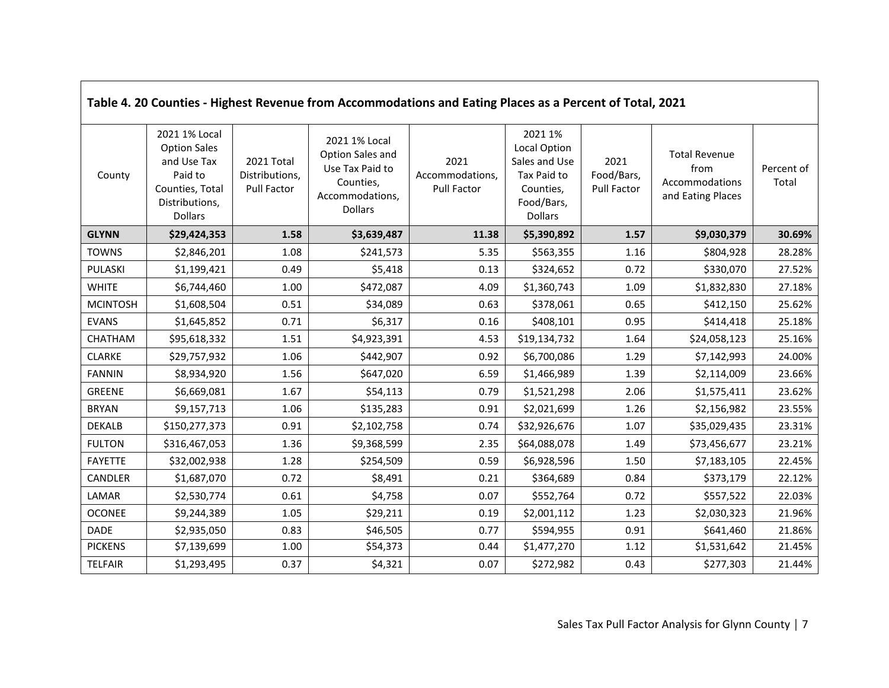**Table 4. 20 Counties - Highest Revenue from Accommodations and Eating Places as a Percent of Total, 2021**

| County | 2021 1% Local Option Sales and Use Tax Paid to Counties, Total Distributions, Dollars | 2021 Total Distributions, Pull Factor | 2021 1% Local Option Sales and Use Tax Paid to Counties, Accommodations, Dollars | 2021 Accommodations, Pull Factor | 2021 1% Local Option Sales and Use Tax Paid to Counties, Food/Bars, Dollars | 2021 Food/Bars, Pull Factor | Total Revenue from Accommodations and Eating Places | Percent of Total |
|---|---|---|---|---|---|---|---|---|
| **GLYNN** | **$29,424,353** | **1.58** | **$3,639,487** | **11.38** | **$5,390,892** | **1.57** | **$9,030,379** | **30.69%** |
| TOWNS | $2,846,201 | 1.08 | $241,573 | 5.35 | $563,355 | 1.16 | $804,928 | 28.28% |
| PULASKI | $1,199,421 | 0.49 | $5,418 | 0.13 | $324,652 | 0.72 | $330,070 | 27.52% |
| WHITE | $6,744,460 | 1.00 | $472,087 | 4.09 | $1,360,743 | 1.09 | $1,832,830 | 27.18% |
| MCINTOSH | $1,608,504 | 0.51 | $34,089 | 0.63 | $378,061 | 0.65 | $412,150 | 25.62% |
| EVANS | $1,645,852 | 0.71 | $6,317 | 0.16 | $408,101 | 0.95 | $414,418 | 25.18% |
| CHATHAM | $95,618,332 | 1.51 | $4,923,391 | 4.53 | $19,134,732 | 1.64 | $24,058,123 | 25.16% |
| CLARKE | $29,757,932 | 1.06 | $442,907 | 0.92 | $6,700,086 | 1.29 | $7,142,993 | 24.00% |
| FANNIN | $8,934,920 | 1.56 | $647,020 | 6.59 | $1,466,989 | 1.39 | $2,114,009 | 23.66% |
| GREENE | $6,669,081 | 1.67 | $54,113 | 0.79 | $1,521,298 | 2.06 | $1,575,411 | 23.62% |
| BRYAN | $9,157,713 | 1.06 | $135,283 | 0.91 | $2,021,699 | 1.26 | $2,156,982 | 23.55% |
| DEKALB | $150,277,373 | 0.91 | $2,102,758 | 0.74 | $32,926,676 | 1.07 | $35,029,435 | 23.31% |
| FULTON | $316,467,053 | 1.36 | $9,368,599 | 2.35 | $64,088,078 | 1.49 | $73,456,677 | 23.21% |
| FAYETTE | $32,002,938 | 1.28 | $254,509 | 0.59 | $6,928,596 | 1.50 | $7,183,105 | 22.45% |
| CANDLER | $1,687,070 | 0.72 | $8,491 | 0.21 | $364,689 | 0.84 | $373,179 | 22.12% |
| LAMAR | $2,530,774 | 0.61 | $4,758 | 0.07 | $552,764 | 0.72 | $557,522 | 22.03% |
| OCONEE | $9,244,389 | 1.05 | $29,211 | 0.19 | $2,001,112 | 1.23 | $2,030,323 | 21.96% |
| DADE | $2,935,050 | 0.83 | $46,505 | 0.77 | $594,955 | 0.91 | $641,460 | 21.86% |
| PICKENS | $7,139,699 | 1.00 | $54,373 | 0.44 | $1,477,270 | 1.12 | $1,531,642 | 21.45% |
| TELFAIR | $1,293,495 | 0.37 | $4,321 | 0.07 | $272,982 | 0.43 | $277,303 | 21.44% |